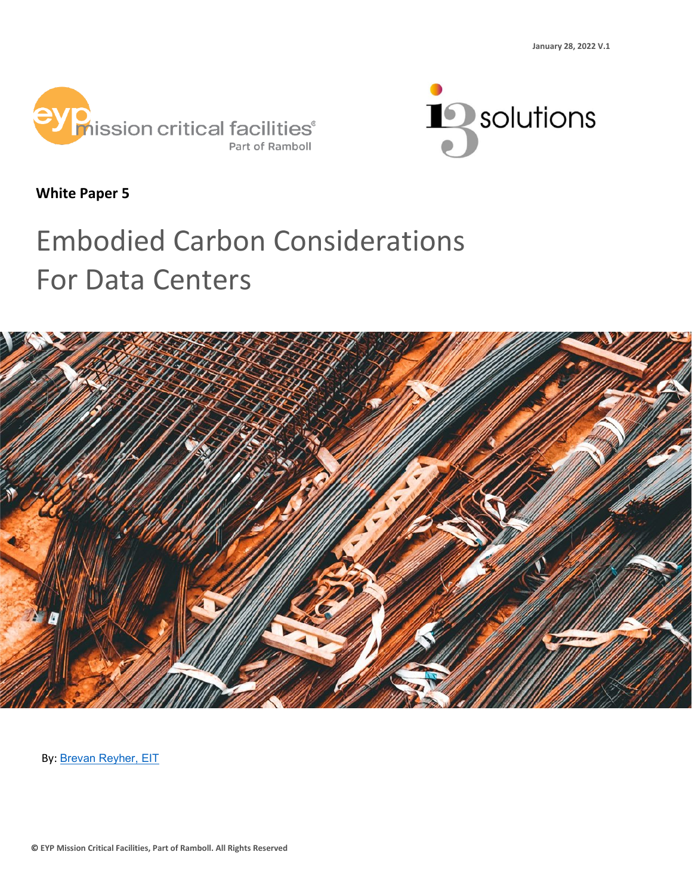January 28, 2022 V.1

eyp mission critical facilities®
Part of Ramboll

i3 solutions

**White Paper 5**

# Embodied Carbon Considerations For Data Centers

By: [Brevan Reyher, EIT]

**© EYP Mission Critical Facilities, Part of Ramboll. All Rights Reserved**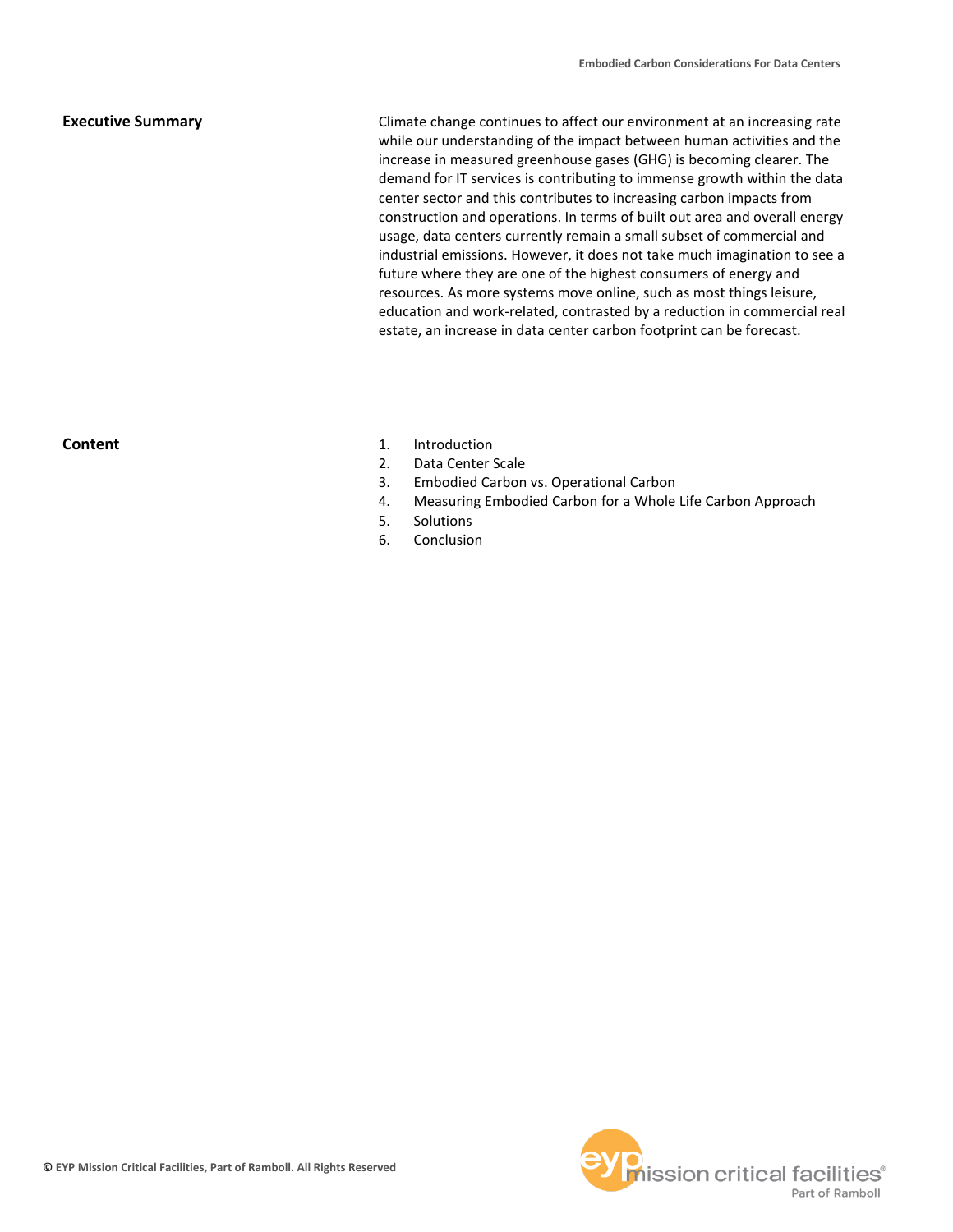## Executive Summary

Climate change continues to affect our environment at an increasing rate while our understanding of the impact between human activities and the increase in measured greenhouse gases (GHG) is becoming clearer. The demand for IT services is contributing to immense growth within the data center sector and this contributes to increasing carbon impacts from construction and operations. In terms of built out area and overall energy usage, data centers currently remain a small subset of commercial and industrial emissions. However, it does not take much imagination to see a future where they are one of the highest consumers of energy and resources. As more systems move online, such as most things leisure, education and work-related, contrasted by a reduction in commercial real estate, an increase in data center carbon footprint can be forecast.

## Content

1. Introduction
2. Data Center Scale
3. Embodied Carbon vs. Operational Carbon
4. Measuring Embodied Carbon for a Whole Life Carbon Approach
5. Solutions
6. Conclusion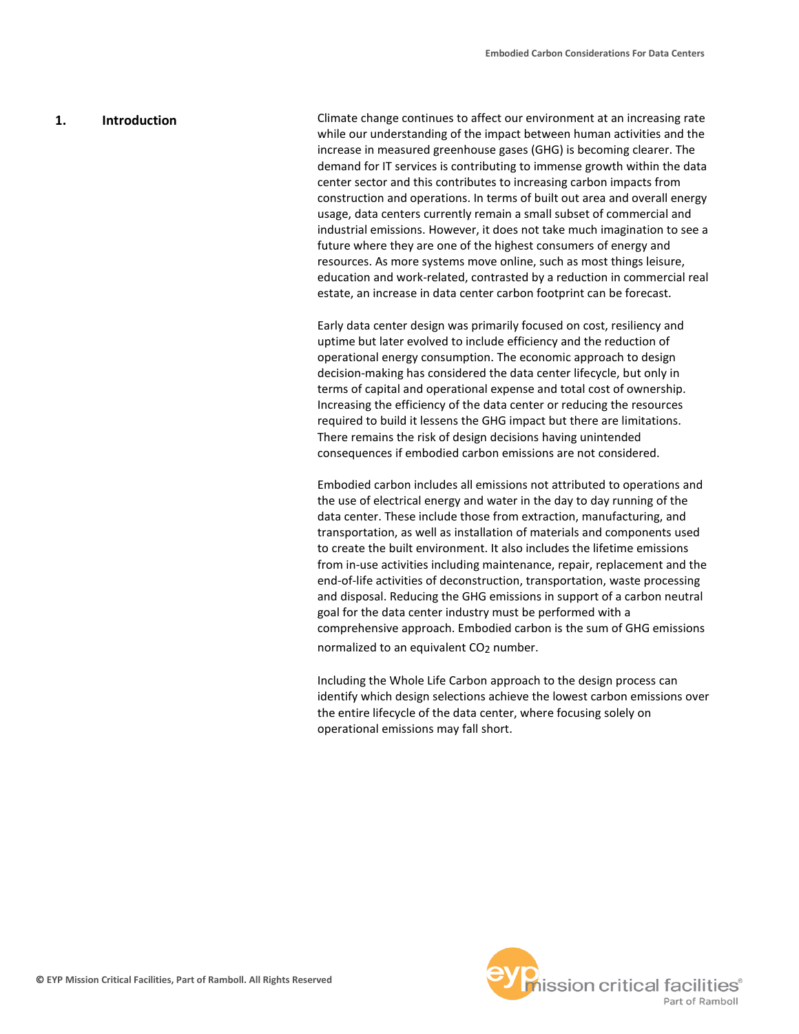## 1. Introduction

Climate change continues to affect our environment at an increasing rate while our understanding of the impact between human activities and the increase in measured greenhouse gases (GHG) is becoming clearer. The demand for IT services is contributing to immense growth within the data center sector and this contributes to increasing carbon impacts from construction and operations. In terms of built out area and overall energy usage, data centers currently remain a small subset of commercial and industrial emissions. However, it does not take much imagination to see a future where they are one of the highest consumers of energy and resources. As more systems move online, such as most things leisure, education and work-related, contrasted by a reduction in commercial real estate, an increase in data center carbon footprint can be forecast.

Early data center design was primarily focused on cost, resiliency and uptime but later evolved to include efficiency and the reduction of operational energy consumption. The economic approach to design decision-making has considered the data center lifecycle, but only in terms of capital and operational expense and total cost of ownership. Increasing the efficiency of the data center or reducing the resources required to build it lessens the GHG impact but there are limitations. There remains the risk of design decisions having unintended consequences if embodied carbon emissions are not considered.

Embodied carbon includes all emissions not attributed to operations and the use of electrical energy and water in the day to day running of the data center. These include those from extraction, manufacturing, and transportation, as well as installation of materials and components used to create the built environment. It also includes the lifetime emissions from in-use activities including maintenance, repair, replacement and the end-of-life activities of deconstruction, transportation, waste processing and disposal. Reducing the GHG emissions in support of a carbon neutral goal for the data center industry must be performed with a comprehensive approach. Embodied carbon is the sum of GHG emissions normalized to an equivalent $CO_2$ number.

Including the Whole Life Carbon approach to the design process can identify which design selections achieve the lowest carbon emissions over the entire lifecycle of the data center, where focusing solely on operational emissions may fall short.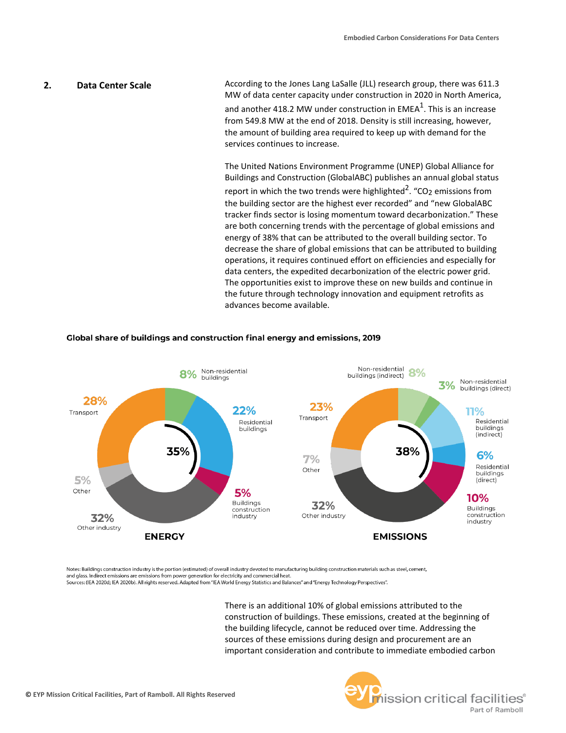## 2. Data Center Scale

According to the Jones Lang LaSalle (JLL) research group, there was 611.3 MW of data center capacity under construction in 2020 in North America, and another 418.2 MW under construction in EMEA[1]. This is an increase from 549.8 MW at the end of 2018. Density is still increasing, however, the amount of building area required to keep up with demand for the services continues to increase.

The United Nations Environment Programme (UNEP) Global Alliance for Buildings and Construction (GlobalABC) publishes an annual global status report in which the two trends were highlighted[2]. "$CO_2$ emissions from the building sector are the highest ever recorded" and "new GlobalABC tracker finds sector is losing momentum toward decarbonization." These are both concerning trends with the percentage of global emissions and energy of 38% that can be attributed to the overall building sector. To decrease the share of global emissions that can be attributed to building operations, it requires continued effort on efficiencies and especially for data centers, the expedited decarbonization of the electric power grid. The opportunities exist to improve these on new builds and continue in the future through technology innovation and equipment retrofits as advances become available.

**Global share of buildings and construction final energy and emissions, 2019**

| ENERGY | Share |
|---|---|
| Non-residential buildings | 8% |
| Residential buildings | 22% |
| Buildings construction industry | 5% |
| Other industry | 32% |
| Other | 5% |
| Transport | 28% |
| Buildings and construction total | 35% |

| EMISSIONS | Share |
|---|---|
| Non-residential buildings (indirect) | 8% |
| Non-residential buildings (direct) | 3% |
| Residential buildings (indirect) | 11% |
| Residential buildings (direct) | 6% |
| Buildings construction industry | 10% |
| Other industry | 32% |
| Other | 7% |
| Transport | 23% |
| Buildings and construction total | 38% |

Notes: Buildings construction industry is the portion (estimated) of overall industry devoted to manufacturing building construction materials such as steel, cement, and glass. Indirect emissions are emissions from power generation for electricity and commercial heat.
Sources: (IEA 2020d; IEA 2020b). All rights reserved. Adapted from "IEA World Energy Statistics and Balances" and "Energy Technology Perspectives".

There is an additional 10% of global emissions attributed to the construction of buildings. These emissions, created at the beginning of the building lifecycle, cannot be reduced over time. Addressing the sources of these emissions during design and procurement are an important consideration and contribute to immediate embodied carbon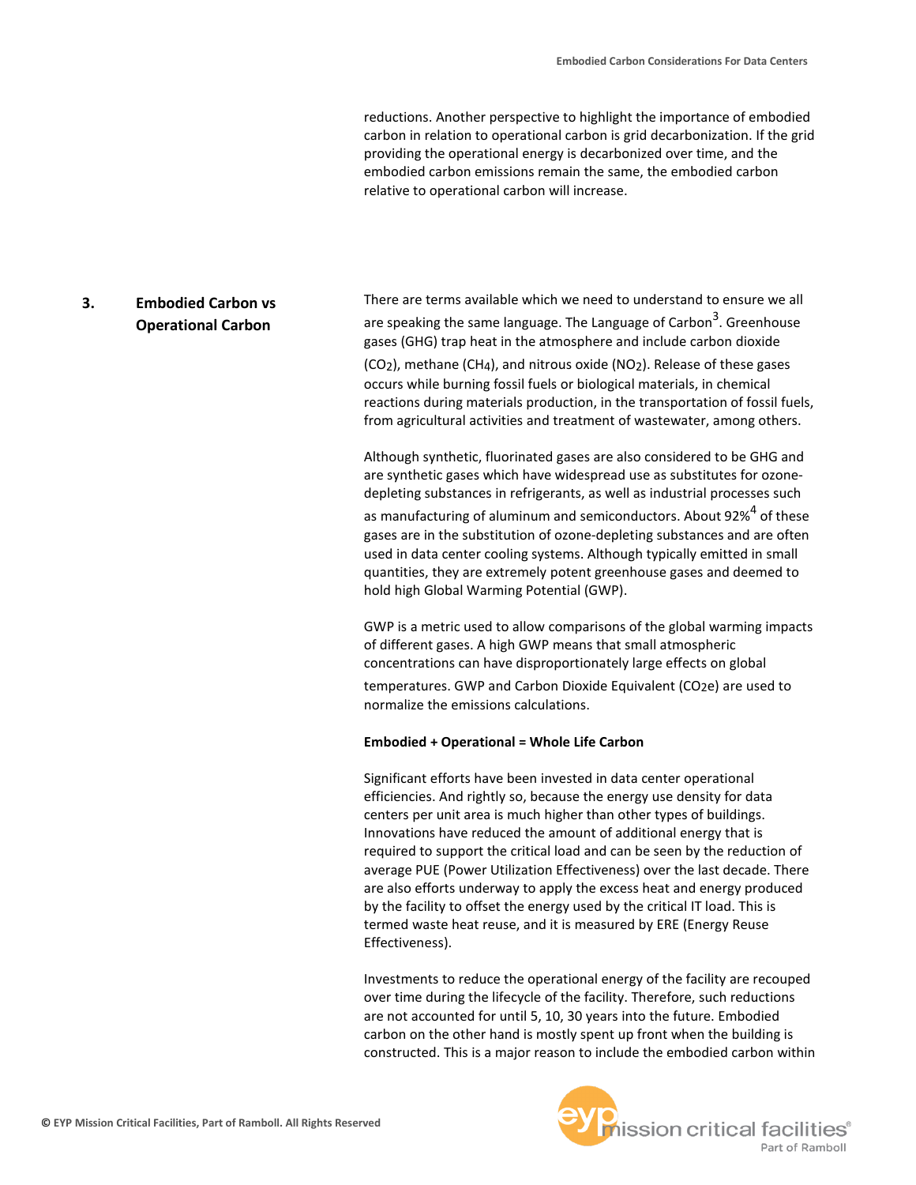reductions. Another perspective to highlight the importance of embodied carbon in relation to operational carbon is grid decarbonization. If the grid providing the operational energy is decarbonized over time, and the embodied carbon emissions remain the same, the embodied carbon relative to operational carbon will increase.

## 3. Embodied Carbon vs Operational Carbon

There are terms available which we need to understand to ensure we all are speaking the same language. The Language of Carbon[3]. Greenhouse gases (GHG) trap heat in the atmosphere and include carbon dioxide ($CO_2$), methane ($CH_4$), and nitrous oxide ($NO_2$). Release of these gases occurs while burning fossil fuels or biological materials, in chemical reactions during materials production, in the transportation of fossil fuels, from agricultural activities and treatment of wastewater, among others.

Although synthetic, fluorinated gases are also considered to be GHG and are synthetic gases which have widespread use as substitutes for ozone-depleting substances in refrigerants, as well as industrial processes such as manufacturing of aluminum and semiconductors. About 92%[4] of these gases are in the substitution of ozone-depleting substances and are often used in data center cooling systems. Although typically emitted in small quantities, they are extremely potent greenhouse gases and deemed to hold high Global Warming Potential (GWP).

GWP is a metric used to allow comparisons of the global warming impacts of different gases. A high GWP means that small atmospheric concentrations can have disproportionately large effects on global temperatures. GWP and Carbon Dioxide Equivalent ($CO_2e$) are used to normalize the emissions calculations.

**Embodied + Operational = Whole Life Carbon**

Significant efforts have been invested in data center operational efficiencies. And rightly so, because the energy use density for data centers per unit area is much higher than other types of buildings. Innovations have reduced the amount of additional energy that is required to support the critical load and can be seen by the reduction of average PUE (Power Utilization Effectiveness) over the last decade. There are also efforts underway to apply the excess heat and energy produced by the facility to offset the energy used by the critical IT load. This is termed waste heat reuse, and it is measured by ERE (Energy Reuse Effectiveness).

Investments to reduce the operational energy of the facility are recouped over time during the lifecycle of the facility. Therefore, such reductions are not accounted for until 5, 10, 30 years into the future. Embodied carbon on the other hand is mostly spent up front when the building is constructed. This is a major reason to include the embodied carbon within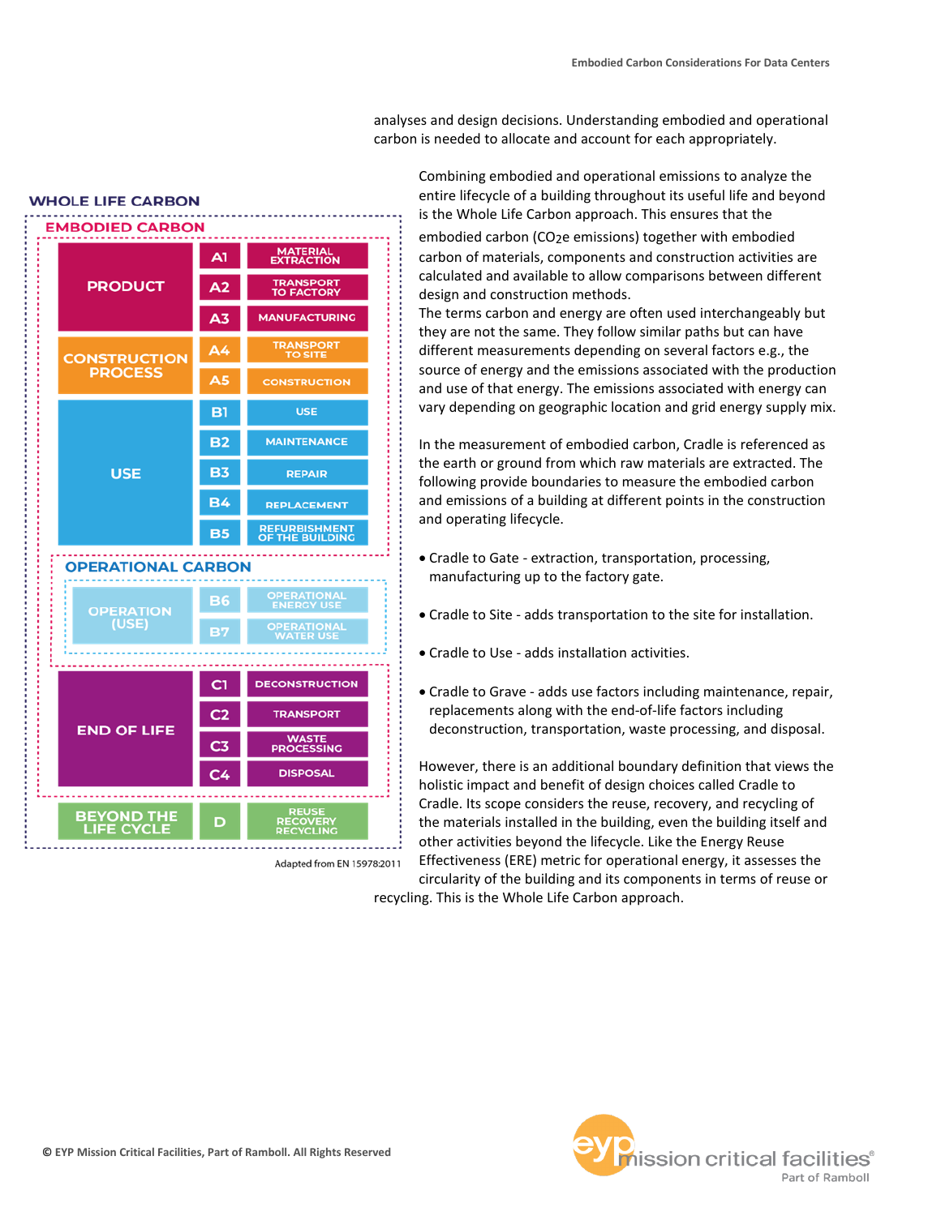analyses and design decisions. Understanding embodied and operational carbon is needed to allocate and account for each appropriately.

## WHOLE LIFE CARBON

### EMBODIED CARBON

| Stage | Module | Description |
| --- | --- | --- |
| PRODUCT | A1 | MATERIAL EXTRACTION |
| | A2 | TRANSPORT TO FACTORY |
| | A3 | MANUFACTURING |
| CONSTRUCTION PROCESS | A4 | TRANSPORT TO SITE |
| | A5 | CONSTRUCTION |
| USE | B1 | USE |
| | B2 | MAINTENANCE |
| | B3 | REPAIR |
| | B4 | REPLACEMENT |
| | B5 | REFURBISHMENT OF THE BUILDING |

### OPERATIONAL CARBON

| Stage | Module | Description |
| --- | --- | --- |
| OPERATION (USE) | B6 | OPERATIONAL ENERGY USE |
| | B7 | OPERATIONAL WATER USE |

| Stage | Module | Description |
| --- | --- | --- |
| END OF LIFE | C1 | DECONSTRUCTION |
| | C2 | TRANSPORT |
| | C3 | WASTE PROCESSING |
| | C4 | DISPOSAL |
| BEYOND THE LIFE CYCLE | D | REUSE RECOVERY RECYCLING |

Adapted from EN 15978:2011

Combining embodied and operational emissions to analyze the entire lifecycle of a building throughout its useful life and beyond is the Whole Life Carbon approach. This ensures that the embodied carbon ($CO_2e$ emissions) together with embodied carbon of materials, components and construction activities are calculated and available to allow comparisons between different design and construction methods.

The terms carbon and energy are often used interchangeably but they are not the same. They follow similar paths but can have different measurements depending on several factors e.g., the source of energy and the emissions associated with the production and use of that energy. The emissions associated with energy can vary depending on geographic location and grid energy supply mix.

In the measurement of embodied carbon, Cradle is referenced as the earth or ground from which raw materials are extracted. The following provide boundaries to measure the embodied carbon and emissions of a building at different points in the construction and operating lifecycle.

- Cradle to Gate - extraction, transportation, processing, manufacturing up to the factory gate.
- Cradle to Site - adds transportation to the site for installation.
- Cradle to Use - adds installation activities.
- Cradle to Grave - adds use factors including maintenance, repair, replacements along with the end-of-life factors including deconstruction, transportation, waste processing, and disposal.

However, there is an additional boundary definition that views the holistic impact and benefit of design choices called Cradle to Cradle. Its scope considers the reuse, recovery, and recycling of the materials installed in the building, even the building itself and other activities beyond the lifecycle. Like the Energy Reuse Effectiveness (ERE) metric for operational energy, it assesses the circularity of the building and its components in terms of reuse or recycling. This is the Whole Life Carbon approach.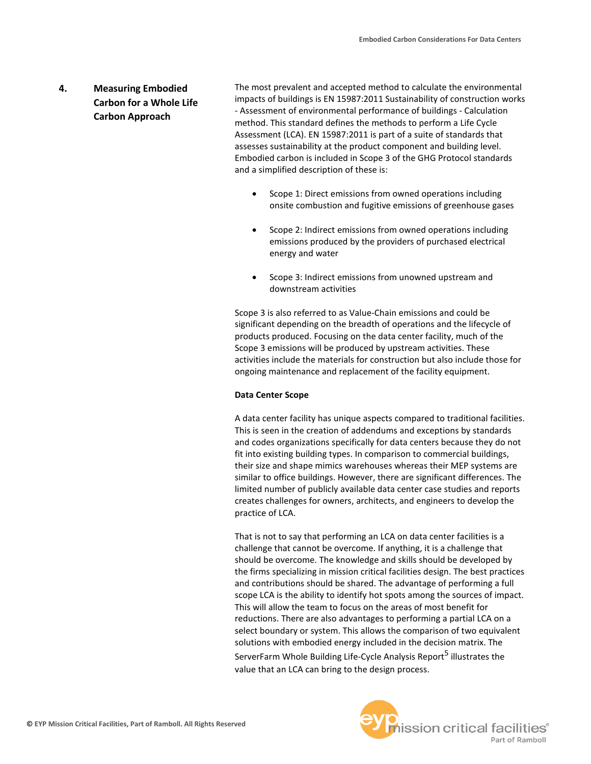## 4. Measuring Embodied Carbon for a Whole Life Carbon Approach

The most prevalent and accepted method to calculate the environmental impacts of buildings is EN 15987:2011 Sustainability of construction works - Assessment of environmental performance of buildings - Calculation method. This standard defines the methods to perform a Life Cycle Assessment (LCA). EN 15987:2011 is part of a suite of standards that assesses sustainability at the product component and building level. Embodied carbon is included in Scope 3 of the GHG Protocol standards and a simplified description of these is:

- Scope 1: Direct emissions from owned operations including onsite combustion and fugitive emissions of greenhouse gases
- Scope 2: Indirect emissions from owned operations including emissions produced by the providers of purchased electrical energy and water
- Scope 3: Indirect emissions from unowned upstream and downstream activities

Scope 3 is also referred to as Value-Chain emissions and could be significant depending on the breadth of operations and the lifecycle of products produced. Focusing on the data center facility, much of the Scope 3 emissions will be produced by upstream activities. These activities include the materials for construction but also include those for ongoing maintenance and replacement of the facility equipment.

**Data Center Scope**

A data center facility has unique aspects compared to traditional facilities. This is seen in the creation of addendums and exceptions by standards and codes organizations specifically for data centers because they do not fit into existing building types. In comparison to commercial buildings, their size and shape mimics warehouses whereas their MEP systems are similar to office buildings. However, there are significant differences. The limited number of publicly available data center case studies and reports creates challenges for owners, architects, and engineers to develop the practice of LCA.

That is not to say that performing an LCA on data center facilities is a challenge that cannot be overcome. If anything, it is a challenge that should be overcome. The knowledge and skills should be developed by the firms specializing in mission critical facilities design. The best practices and contributions should be shared. The advantage of performing a full scope LCA is the ability to identify hot spots among the sources of impact. This will allow the team to focus on the areas of most benefit for reductions. There are also advantages to performing a partial LCA on a select boundary or system. This allows the comparison of two equivalent solutions with embodied energy included in the decision matrix. The ServerFarm Whole Building Life-Cycle Analysis Report[5] illustrates the value that an LCA can bring to the design process.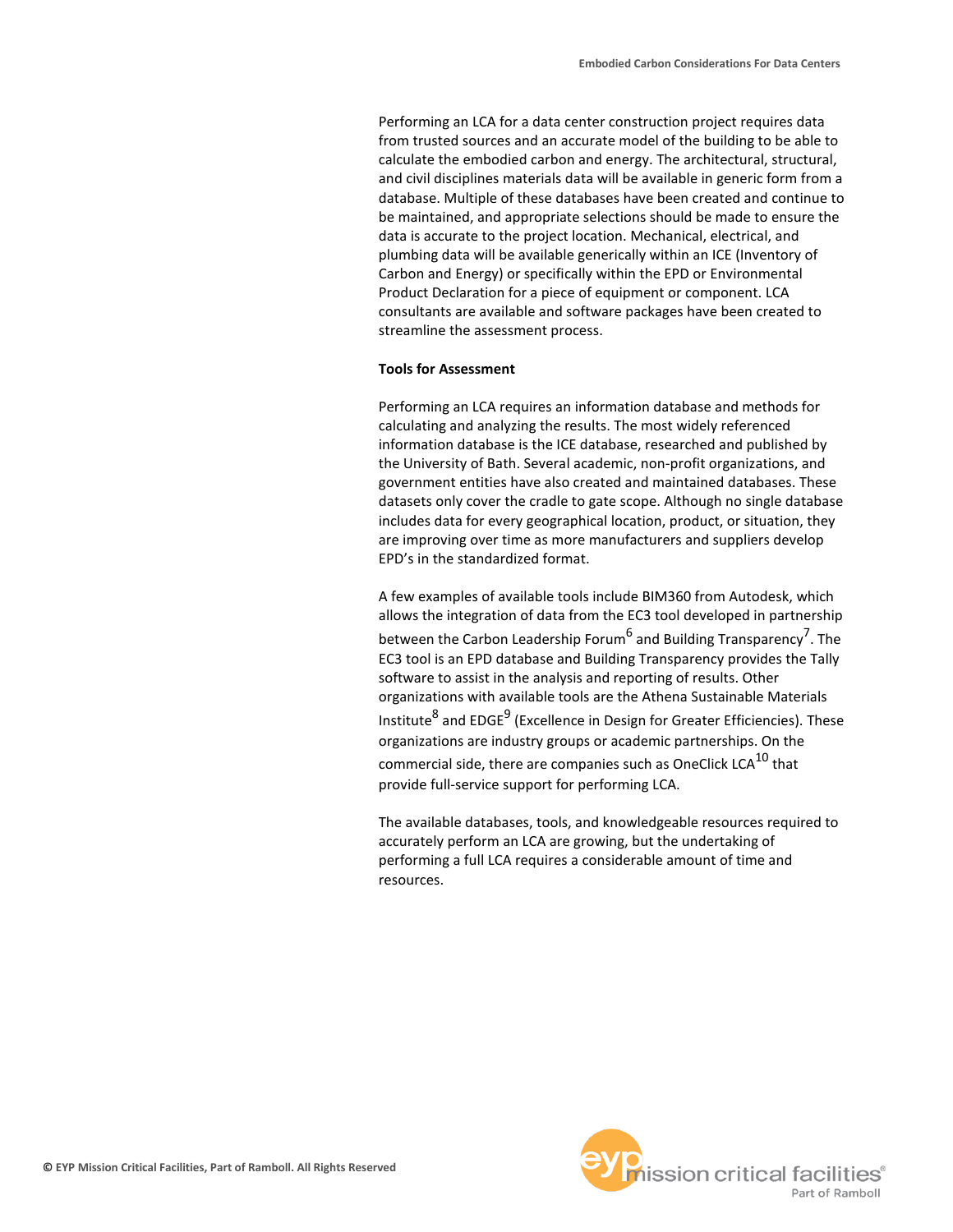Performing an LCA for a data center construction project requires data from trusted sources and an accurate model of the building to be able to calculate the embodied carbon and energy. The architectural, structural, and civil disciplines materials data will be available in generic form from a database. Multiple of these databases have been created and continue to be maintained, and appropriate selections should be made to ensure the data is accurate to the project location. Mechanical, electrical, and plumbing data will be available generically within an ICE (Inventory of Carbon and Energy) or specifically within the EPD or Environmental Product Declaration for a piece of equipment or component. LCA consultants are available and software packages have been created to streamline the assessment process.

**Tools for Assessment**

Performing an LCA requires an information database and methods for calculating and analyzing the results. The most widely referenced information database is the ICE database, researched and published by the University of Bath. Several academic, non-profit organizations, and government entities have also created and maintained databases. These datasets only cover the cradle to gate scope. Although no single database includes data for every geographical location, product, or situation, they are improving over time as more manufacturers and suppliers develop EPD's in the standardized format.

A few examples of available tools include BIM360 from Autodesk, which allows the integration of data from the EC3 tool developed in partnership between the Carbon Leadership Forum[6] and Building Transparency[7]. The EC3 tool is an EPD database and Building Transparency provides the Tally software to assist in the analysis and reporting of results. Other organizations with available tools are the Athena Sustainable Materials Institute[8] and EDGE[9] (Excellence in Design for Greater Efficiencies). These organizations are industry groups or academic partnerships. On the commercial side, there are companies such as OneClick LCA[10] that provide full-service support for performing LCA.

The available databases, tools, and knowledgeable resources required to accurately perform an LCA are growing, but the undertaking of performing a full LCA requires a considerable amount of time and resources.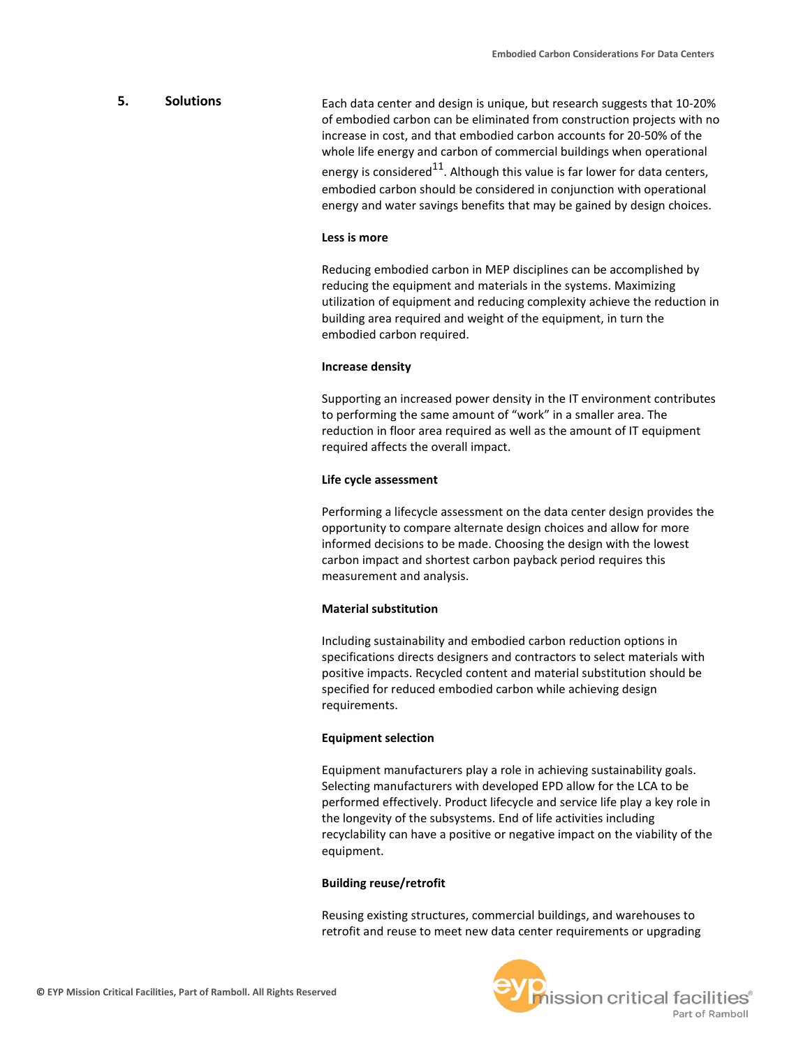## 5. Solutions

Each data center and design is unique, but research suggests that 10-20% of embodied carbon can be eliminated from construction projects with no increase in cost, and that embodied carbon accounts for 20-50% of the whole life energy and carbon of commercial buildings when operational energy is considered[11]. Although this value is far lower for data centers, embodied carbon should be considered in conjunction with operational energy and water savings benefits that may be gained by design choices.

**Less is more**

Reducing embodied carbon in MEP disciplines can be accomplished by reducing the equipment and materials in the systems. Maximizing utilization of equipment and reducing complexity achieve the reduction in building area required and weight of the equipment, in turn the embodied carbon required.

**Increase density**

Supporting an increased power density in the IT environment contributes to performing the same amount of "work" in a smaller area. The reduction in floor area required as well as the amount of IT equipment required affects the overall impact.

**Life cycle assessment**

Performing a lifecycle assessment on the data center design provides the opportunity to compare alternate design choices and allow for more informed decisions to be made. Choosing the design with the lowest carbon impact and shortest carbon payback period requires this measurement and analysis.

**Material substitution**

Including sustainability and embodied carbon reduction options in specifications directs designers and contractors to select materials with positive impacts. Recycled content and material substitution should be specified for reduced embodied carbon while achieving design requirements.

**Equipment selection**

Equipment manufacturers play a role in achieving sustainability goals. Selecting manufacturers with developed EPD allow for the LCA to be performed effectively. Product lifecycle and service life play a key role in the longevity of the subsystems. End of life activities including recyclability can have a positive or negative impact on the viability of the equipment.

**Building reuse/retrofit**

Reusing existing structures, commercial buildings, and warehouses to retrofit and reuse to meet new data center requirements or upgrading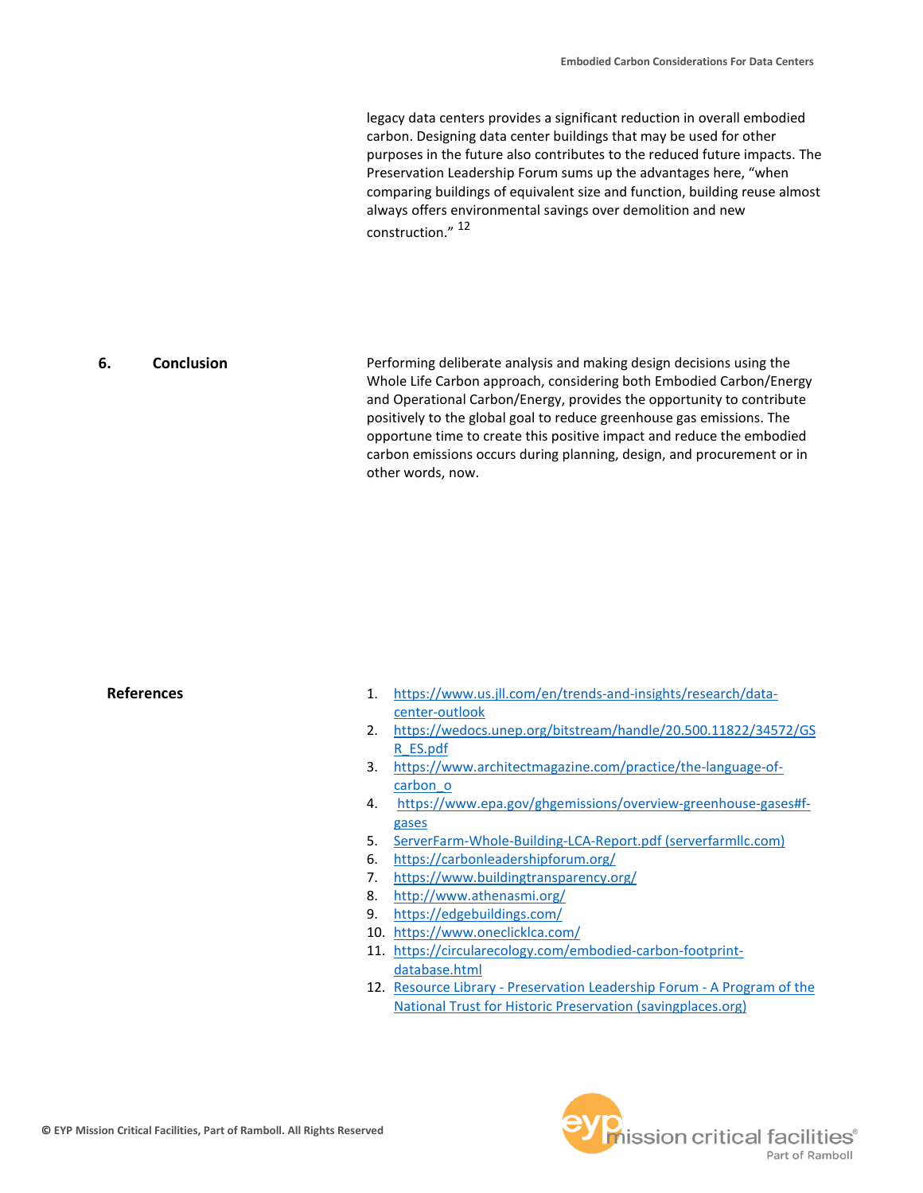legacy data centers provides a significant reduction in overall embodied carbon. Designing data center buildings that may be used for other purposes in the future also contributes to the reduced future impacts. The Preservation Leadership Forum sums up the advantages here, “when comparing buildings of equivalent size and function, building reuse almost always offers environmental savings over demolition and new construction.” [12]

## 6. Conclusion

Performing deliberate analysis and making design decisions using the Whole Life Carbon approach, considering both Embodied Carbon/Energy and Operational Carbon/Energy, provides the opportunity to contribute positively to the global goal to reduce greenhouse gas emissions. The opportune time to create this positive impact and reduce the embodied carbon emissions occurs during planning, design, and procurement or in other words, now.

## References

1. https://www.us.jll.com/en/trends-and-insights/research/data-center-outlook
2. https://wedocs.unep.org/bitstream/handle/20.500.11822/34572/GSR_ES.pdf
3. https://www.architectmagazine.com/practice/the-language-of-carbon_o
4. https://www.epa.gov/ghgemissions/overview-greenhouse-gases#f-gases
5. ServerFarm-Whole-Building-LCA-Report.pdf (serverfarmllc.com)
6. https://carbonleadershipforum.org/
7. https://www.buildingtransparency.org/
8. http://www.athenasmi.org/
9. https://edgebuildings.com/
10. https://www.oneclicklca.com/
11. https://circularecology.com/embodied-carbon-footprint-database.html
12. Resource Library - Preservation Leadership Forum - A Program of the National Trust for Historic Preservation (savingplaces.org)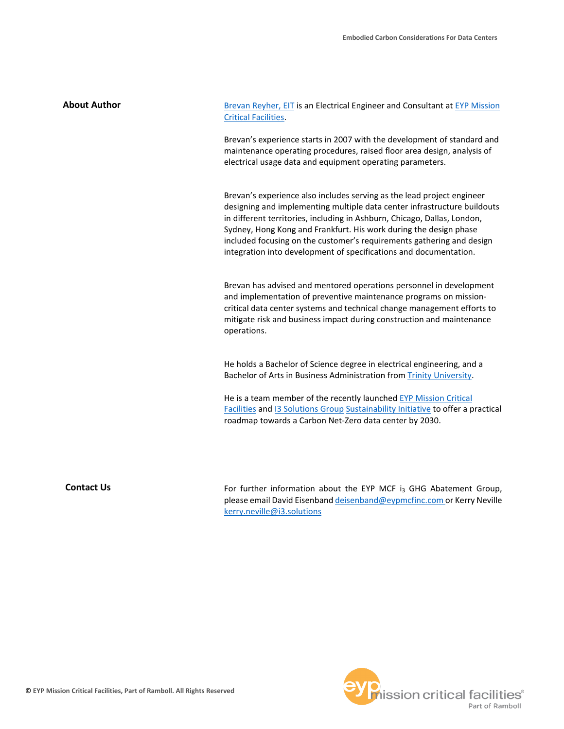## About Author

Brevan Reyher, EIT is an Electrical Engineer and Consultant at EYP Mission Critical Facilities.

Brevan's experience starts in 2007 with the development of standard and maintenance operating procedures, raised floor area design, analysis of electrical usage data and equipment operating parameters.

Brevan's experience also includes serving as the lead project engineer designing and implementing multiple data center infrastructure buildouts in different territories, including in Ashburn, Chicago, Dallas, London, Sydney, Hong Kong and Frankfurt. His work during the design phase included focusing on the customer's requirements gathering and design integration into development of specifications and documentation.

Brevan has advised and mentored operations personnel in development and implementation of preventive maintenance programs on mission-critical data center systems and technical change management efforts to mitigate risk and business impact during construction and maintenance operations.

He holds a Bachelor of Science degree in electrical engineering, and a Bachelor of Arts in Business Administration from Trinity University.

He is a team member of the recently launched EYP Mission Critical Facilities and I3 Solutions Group Sustainability Initiative to offer a practical roadmap towards a Carbon Net-Zero data center by 2030.

## Contact Us

For further information about the EYP MCF $i_3$ GHG Abatement Group, please email David Eisenband deisenband@eypmcfinc.com or Kerry Neville kerry.neville@i3.solutions

© EYP Mission Critical Facilities, Part of Ramboll. All Rights Reserved